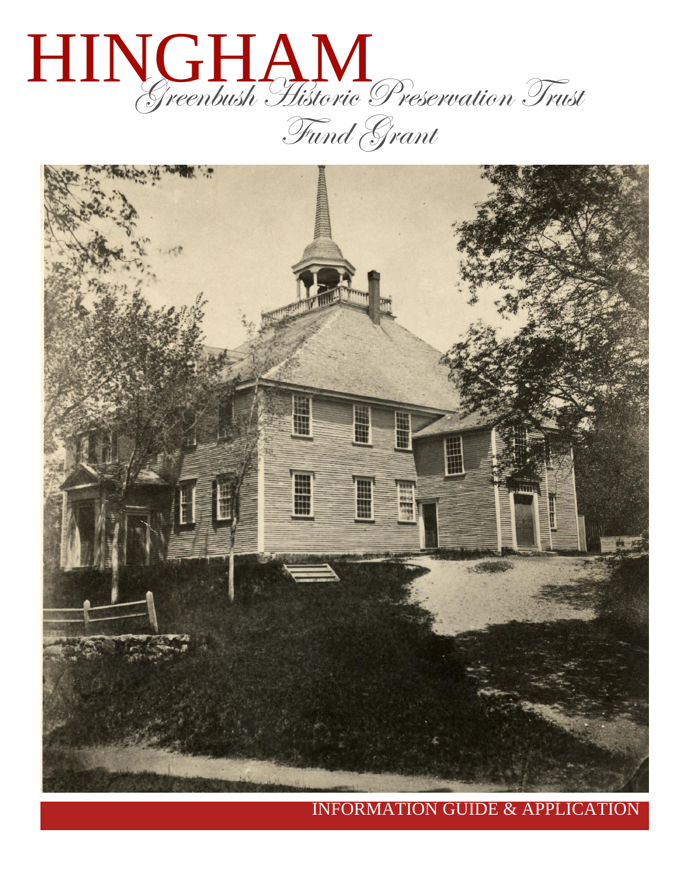# HINGHAM

## Greenbush Historic Preservation Trust Fund Grant

INFORMATION GUIDE & APPLICATION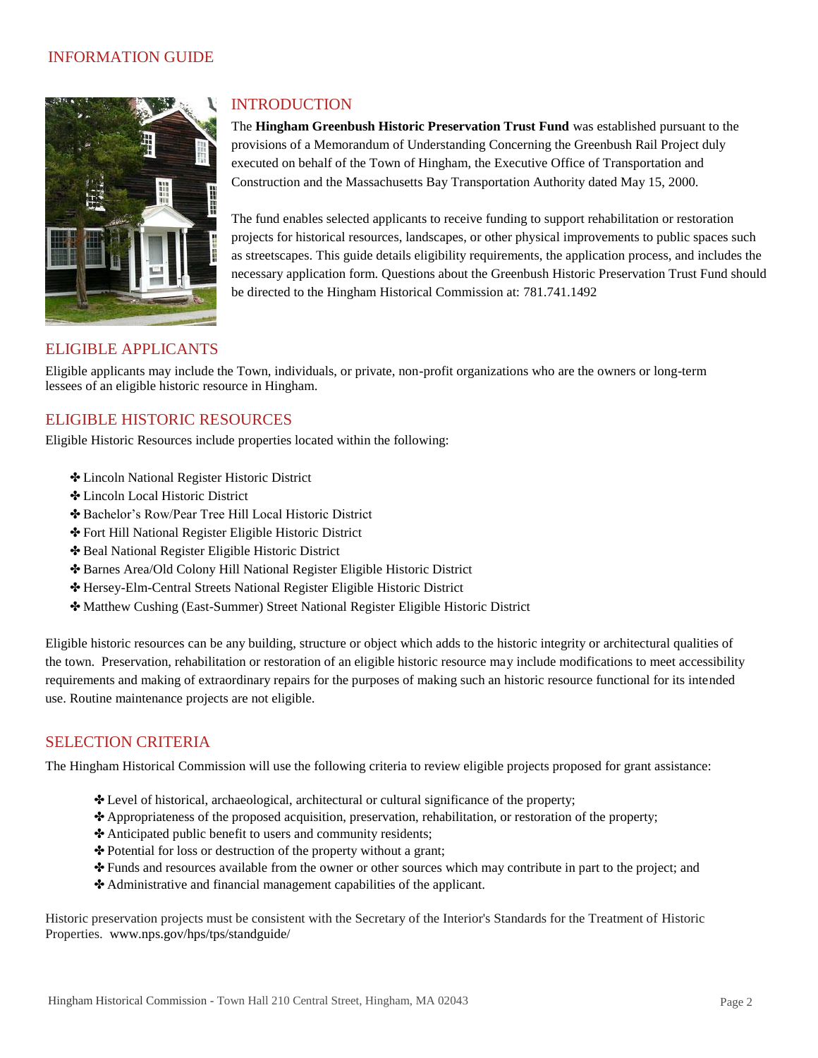# INFORMATION GUIDE

## INTRODUCTION

The **Hingham Greenbush Historic Preservation Trust Fund** was established pursuant to the provisions of a Memorandum of Understanding Concerning the Greenbush Rail Project duly executed on behalf of the Town of Hingham, the Executive Office of Transportation and Construction and the Massachusetts Bay Transportation Authority dated May 15, 2000.

The fund enables selected applicants to receive funding to support rehabilitation or restoration projects for historical resources, landscapes, or other physical improvements to public spaces such as streetscapes. This guide details eligibility requirements, the application process, and includes the necessary application form. Questions about the Greenbush Historic Preservation Trust Fund should be directed to the Hingham Historical Commission at: 781.741.1492

## ELIGIBLE APPLICANTS

Eligible applicants may include the Town, individuals, or private, non-profit organizations who are the owners or long-term lessees of an eligible historic resource in Hingham.

## ELIGIBLE HISTORIC RESOURCES

Eligible Historic Resources include properties located within the following:

- ✤ Lincoln National Register Historic District
- ✤ Lincoln Local Historic District
- ✤ Bachelor's Row/Pear Tree Hill Local Historic District
- ✤ Fort Hill National Register Eligible Historic District
- ✤ Beal National Register Eligible Historic District
- ✤ Barnes Area/Old Colony Hill National Register Eligible Historic District
- ✤ Hersey-Elm-Central Streets National Register Eligible Historic District
- ✤ Matthew Cushing (East-Summer) Street National Register Eligible Historic District

Eligible historic resources can be any building, structure or object which adds to the historic integrity or architectural qualities of the town. Preservation, rehabilitation or restoration of an eligible historic resource may include modifications to meet accessibility requirements and making of extraordinary repairs for the purposes of making such an historic resource functional for its intended use. Routine maintenance projects are not eligible.

## SELECTION CRITERIA

The Hingham Historical Commission will use the following criteria to review eligible projects proposed for grant assistance:

- ✤ Level of historical, archaeological, architectural or cultural significance of the property;
- ✤ Appropriateness of the proposed acquisition, preservation, rehabilitation, or restoration of the property;
- ✤ Anticipated public benefit to users and community residents;
- ✤ Potential for loss or destruction of the property without a grant;
- ✤ Funds and resources available from the owner or other sources which may contribute in part to the project; and
- ✤ Administrative and financial management capabilities of the applicant.

Historic preservation projects must be consistent with the Secretary of the Interior's Standards for the Treatment of Historic Properties. www.nps.gov/hps/tps/standguide/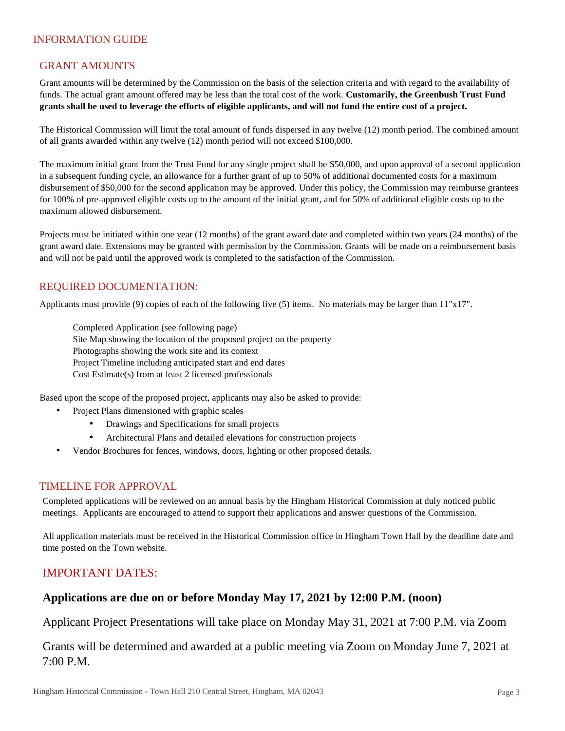# INFORMATION GUIDE

## GRANT AMOUNTS

Grant amounts will be determined by the Commission on the basis of the selection criteria and with regard to the availability of funds. The actual grant amount offered may be less than the total cost of the work. **Customarily, the Greenbush Trust Fund grants shall be used to leverage the efforts of eligible applicants, and will not fund the entire cost of a project.**

The Historical Commission will limit the total amount of funds dispersed in any twelve (12) month period. The combined amount of all grants awarded within any twelve (12) month period will not exceed $100,000.

The maximum initial grant from the Trust Fund for any single project shall be $50,000, and upon approval of a second application in a subsequent funding cycle, an allowance for a further grant of up to 50% of additional documented costs for a maximum disbursement of $50,000 for the second application may be approved. Under this policy, the Commission may reimburse grantees for 100% of pre-approved eligible costs up to the amount of the initial grant, and for 50% of additional eligible costs up to the maximum allowed disbursement.

Projects must be initiated within one year (12 months) of the grant award date and completed within two years (24 months) of the grant award date. Extensions may be granted with permission by the Commission. Grants will be made on a reimbursement basis and will not be paid until the approved work is completed to the satisfaction of the Commission.

## REQUIRED DOCUMENTATION:

Applicants must provide (9) copies of each of the following five (5) items. No materials may be larger than 11"x17".

Completed Application (see following page)  
Site Map showing the location of the proposed project on the property  
Photographs showing the work site and its context  
Project Timeline including anticipated start and end dates  
Cost Estimate(s) from at least 2 licensed professionals

Based upon the scope of the proposed project, applicants may also be asked to provide:

- Project Plans dimensioned with graphic scales
  - Drawings and Specifications for small projects
  - Architectural Plans and detailed elevations for construction projects
- Vendor Brochures for fences, windows, doors, lighting or other proposed details.

## TIMELINE FOR APPROVAL

Completed applications will be reviewed on an annual basis by the Hingham Historical Commission at duly noticed public meetings. Applicants are encouraged to attend to support their applications and answer questions of the Commission.

All application materials must be received in the Historical Commission office in Hingham Town Hall by the deadline date and time posted on the Town website.

## IMPORTANT DATES:

**Applications are due on or before Monday May 17, 2021 by 12:00 P.M. (noon)**

Applicant Project Presentations will take place on Monday May 31, 2021 at 7:00 P.M. via Zoom

Grants will be determined and awarded at a public meeting via Zoom on Monday June 7, 2021 at 7:00 P.M.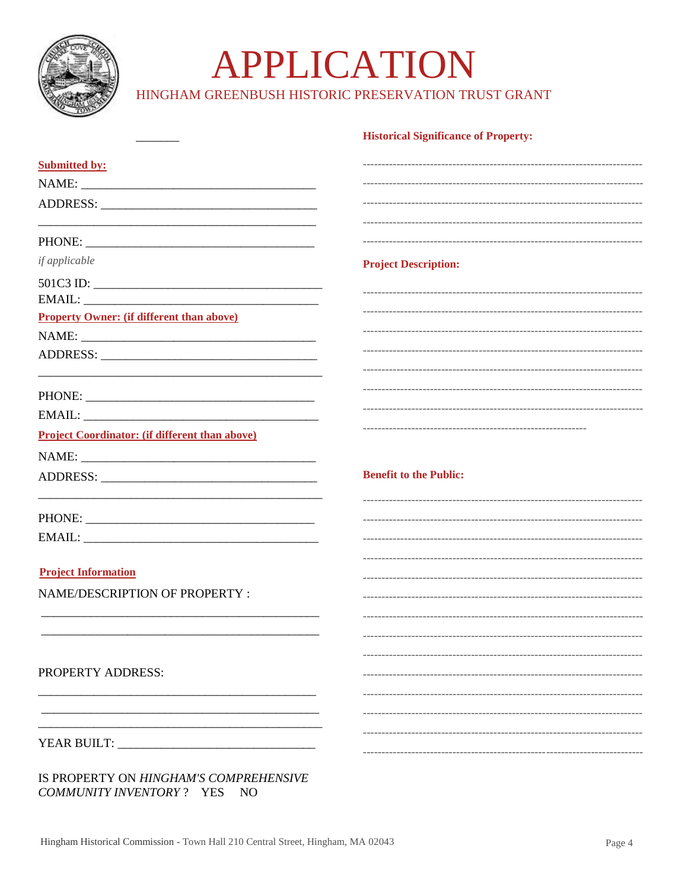# APPLICATION

## HINGHAM GREENBUSH HISTORIC PRESERVATION TRUST GRANT

_______

**Submitted by:**

NAME: ________________________________________

ADDRESS: ____________________________________

______________________________________________

PHONE: ______________________________________

*if applicable*

501C3 ID: ____________________________________

EMAIL: ______________________________________

**Property Owner: (if different than above)**

NAME: ________________________________________

ADDRESS: ____________________________________

______________________________________________

PHONE: ______________________________________

EMAIL: ______________________________________

**Project Coordinator: (if different than above)**

NAME: ________________________________________

ADDRESS: ____________________________________

______________________________________________

PHONE: ______________________________________

EMAIL: ______________________________________

**Project Information**

NAME/DESCRIPTION OF PROPERTY :

______________________________________________

______________________________________________

PROPERTY ADDRESS:

______________________________________________

______________________________________________

______________________________________________

YEAR BUILT: _________________________________

IS PROPERTY ON *HINGHAM'S COMPREHENSIVE COMMUNITY INVENTORY* ? YES NO

**Historical Significance of Property:**

------------------------------------------------------------------------

------------------------------------------------------------------------

------------------------------------------------------------------------

------------------------------------------------------------------------

------------------------------------------------------------------------

**Project Description:**

------------------------------------------------------------------------

------------------------------------------------------------------------

------------------------------------------------------------------------

------------------------------------------------------------------------

------------------------------------------------------------------------

------------------------------------------------------------------------

------------------------------------------------------------------------

------------------------------------------------------------

**Benefit to the Public:**

------------------------------------------------------------------------

------------------------------------------------------------------------

------------------------------------------------------------------------

------------------------------------------------------------------------

------------------------------------------------------------------------

------------------------------------------------------------------------

------------------------------------------------------------------------

------------------------------------------------------------------------

------------------------------------------------------------------------

------------------------------------------------------------------------

------------------------------------------------------------------------

------------------------------------------------------------------------

------------------------------------------------------------------------

------------------------------------------------------------------------

Hingham Historical Commission - Town Hall 210 Central Street, Hingham, MA 02043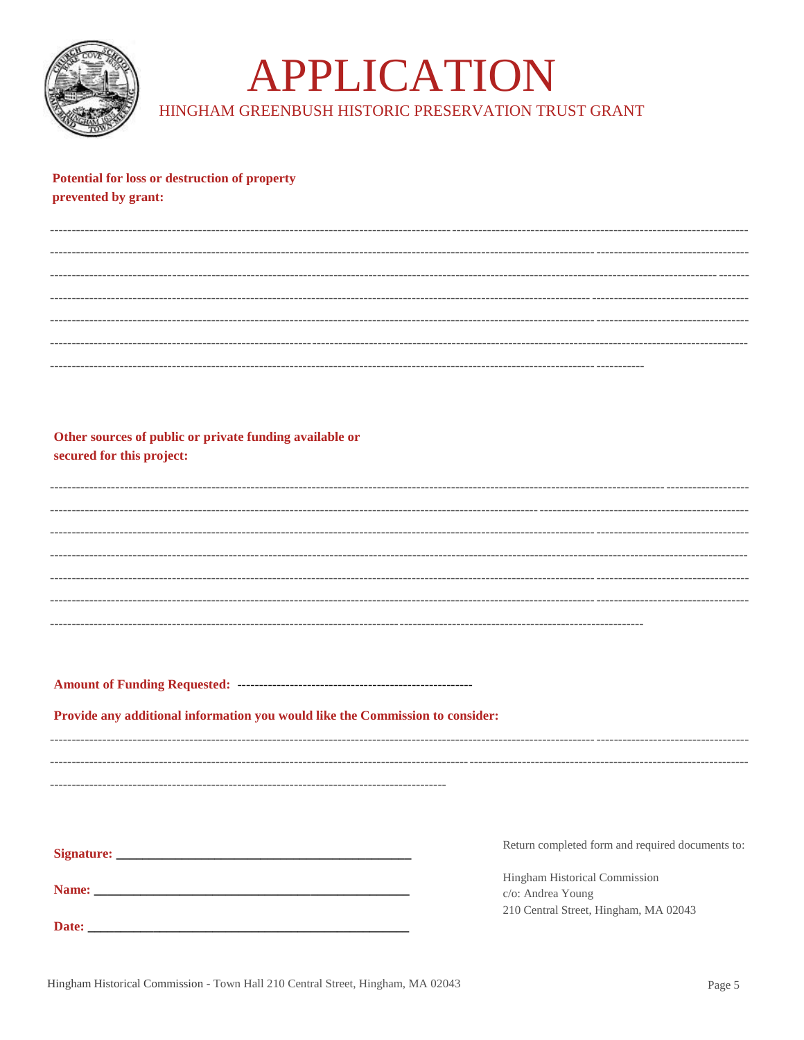# APPLICATION

HINGHAM GREENBUSH HISTORIC PRESERVATION TRUST GRANT

**Potential for loss or destruction of property prevented by grant:**

--------------------------------------------------------------------------------

--------------------------------------------------------------------------------

--------------------------------------------------------------------------------

--------------------------------------------------------------------------------

--------------------------------------------------------------------------------

--------------------------------------------------------------------------------

--------------------------------------------------------------------

**Other sources of public or private funding available or secured for this project:**

--------------------------------------------------------------------------------

--------------------------------------------------------------------------------

--------------------------------------------------------------------------------

--------------------------------------------------------------------------------

--------------------------------------------------------------------------------

--------------------------------------------------------------------------------

--------------------------------------------------------------------

**Amount of Funding Requested:** -----------------------------------------------------

**Provide any additional information you would like the Commission to consider:**

--------------------------------------------------------------------------------

--------------------------------------------------------------------------------

---------------------------------------------------------

**Signature:** ____________________________________________

**Name:** ________________________________________________

**Date:** _________________________________________________

Return completed form and required documents to:

Hingham Historical Commission
c/o: Andrea Young
210 Central Street, Hingham, MA 02043